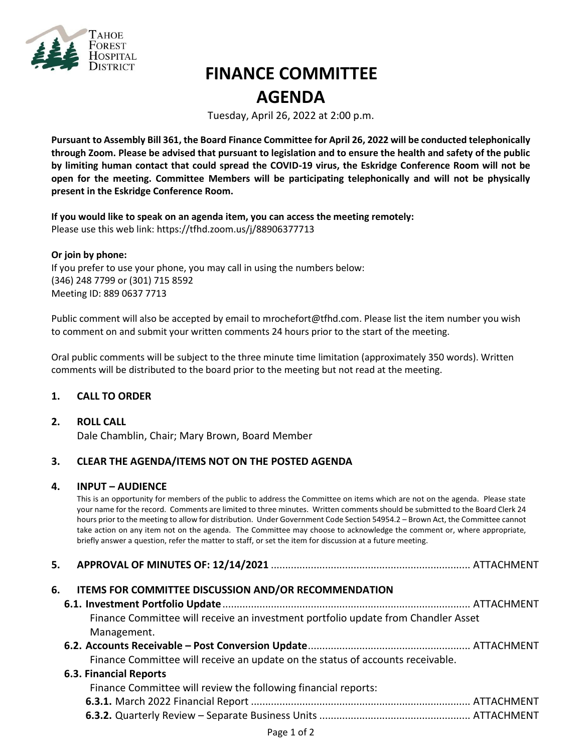Tahoe Forest Hospital District

# FINANCE COMMITTEE AGENDA

Tuesday, April 26, 2022 at 2:00 p.m.

**Pursuant to Assembly Bill 361, the Board Finance Committee for April 26, 2022 will be conducted telephonically through Zoom. Please be advised that pursuant to legislation and to ensure the health and safety of the public by limiting human contact that could spread the COVID-19 virus, the Eskridge Conference Room will not be open for the meeting. Committee Members will be participating telephonically and will not be physically present in the Eskridge Conference Room.**

**If you would like to speak on an agenda item, you can access the meeting remotely:**
Please use this web link: https://tfhd.zoom.us/j/88906377713

**Or join by phone:**
If you prefer to use your phone, you may call in using the numbers below:
(346) 248 7799 or (301) 715 8592
Meeting ID: 889 0637 7713

Public comment will also be accepted by email to mrochefort@tfhd.com. Please list the item number you wish to comment on and submit your written comments 24 hours prior to the start of the meeting.

Oral public comments will be subject to the three minute time limitation (approximately 350 words). Written comments will be distributed to the board prior to the meeting but not read at the meeting.

**1. CALL TO ORDER**

**2. ROLL CALL**
Dale Chamblin, Chair; Mary Brown, Board Member

**3. CLEAR THE AGENDA/ITEMS NOT ON THE POSTED AGENDA**

**4. INPUT – AUDIENCE**
This is an opportunity for members of the public to address the Committee on items which are not on the agenda. Please state your name for the record. Comments are limited to three minutes. Written comments should be submitted to the Board Clerk 24 hours prior to the meeting to allow for distribution. Under Government Code Section 54954.2 – Brown Act, the Committee cannot take action on any item not on the agenda. The Committee may choose to acknowledge the comment or, where appropriate, briefly answer a question, refer the matter to staff, or set the item for discussion at a future meeting.

**5. APPROVAL OF MINUTES OF: 12/14/2021** ..................... ATTACHMENT

**6. ITEMS FOR COMMITTEE DISCUSSION AND/OR RECOMMENDATION**

**6.1. Investment Portfolio Update** ..................... ATTACHMENT
Finance Committee will receive an investment portfolio update from Chandler Asset Management.

**6.2. Accounts Receivable – Post Conversion Update** ..................... ATTACHMENT
Finance Committee will receive an update on the status of accounts receivable.

**6.3. Financial Reports**
Finance Committee will review the following financial reports:

**6.3.1.** March 2022 Financial Report ..................... ATTACHMENT

**6.3.2.** Quarterly Review – Separate Business Units ..................... ATTACHMENT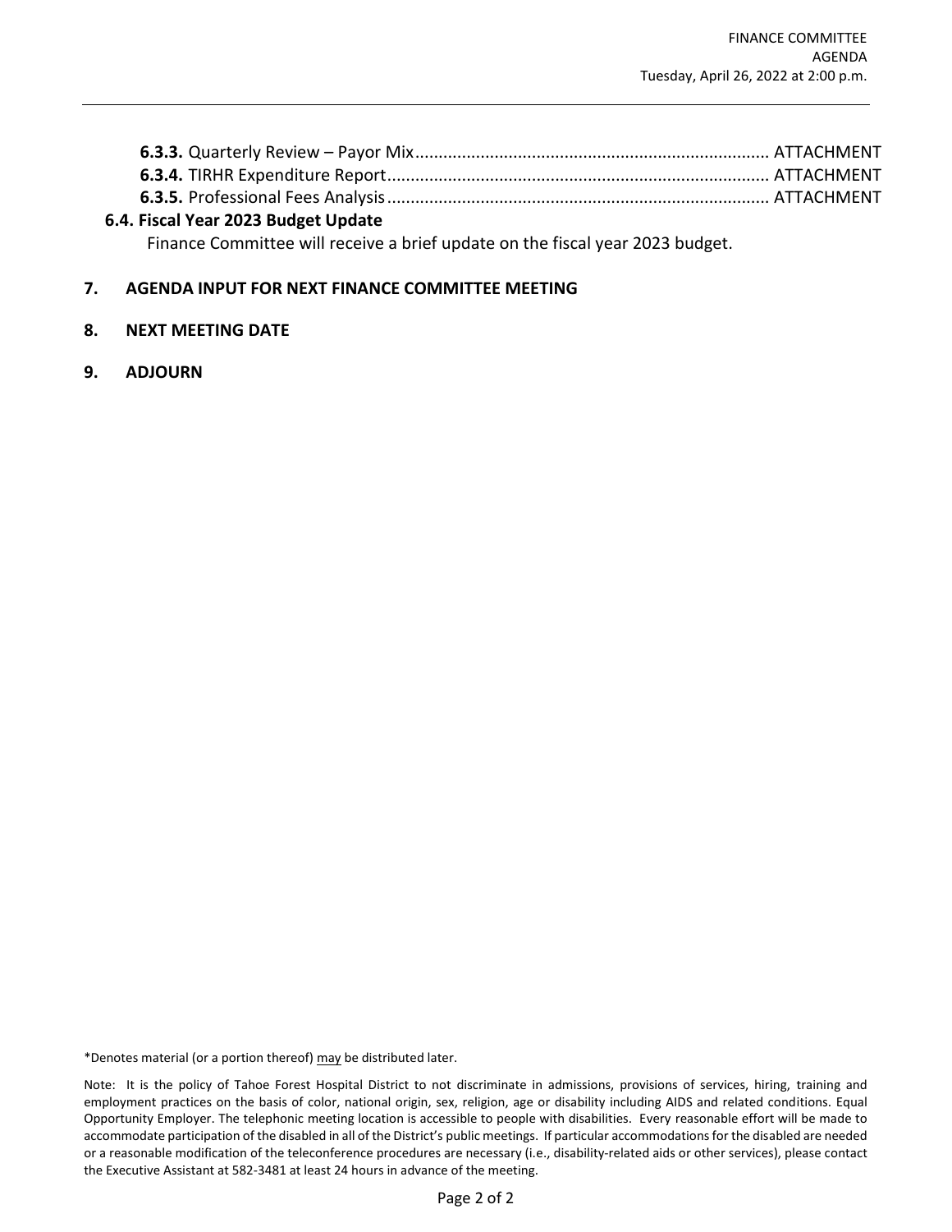**6.3.3.** Quarterly Review – Payor Mix ........................................................................... ATTACHMENT
**6.3.4.** TIRHR Expenditure Report ................................................................................ ATTACHMENT
**6.3.5.** Professional Fees Analysis ................................................................................ ATTACHMENT

**6.4. Fiscal Year 2023 Budget Update**

Finance Committee will receive a brief update on the fiscal year 2023 budget.

**7. AGENDA INPUT FOR NEXT FINANCE COMMITTEE MEETING**

**8. NEXT MEETING DATE**

**9. ADJOURN**

*Denotes material (or a portion thereof) may be distributed later.

Note: It is the policy of Tahoe Forest Hospital District to not discriminate in admissions, provisions of services, hiring, training and employment practices on the basis of color, national origin, sex, religion, age or disability including AIDS and related conditions. Equal Opportunity Employer. The telephonic meeting location is accessible to people with disabilities. Every reasonable effort will be made to accommodate participation of the disabled in all of the District's public meetings. If particular accommodations for the disabled are needed or a reasonable modification of the teleconference procedures are necessary (i.e., disability-related aids or other services), please contact the Executive Assistant at 582-3481 at least 24 hours in advance of the meeting.